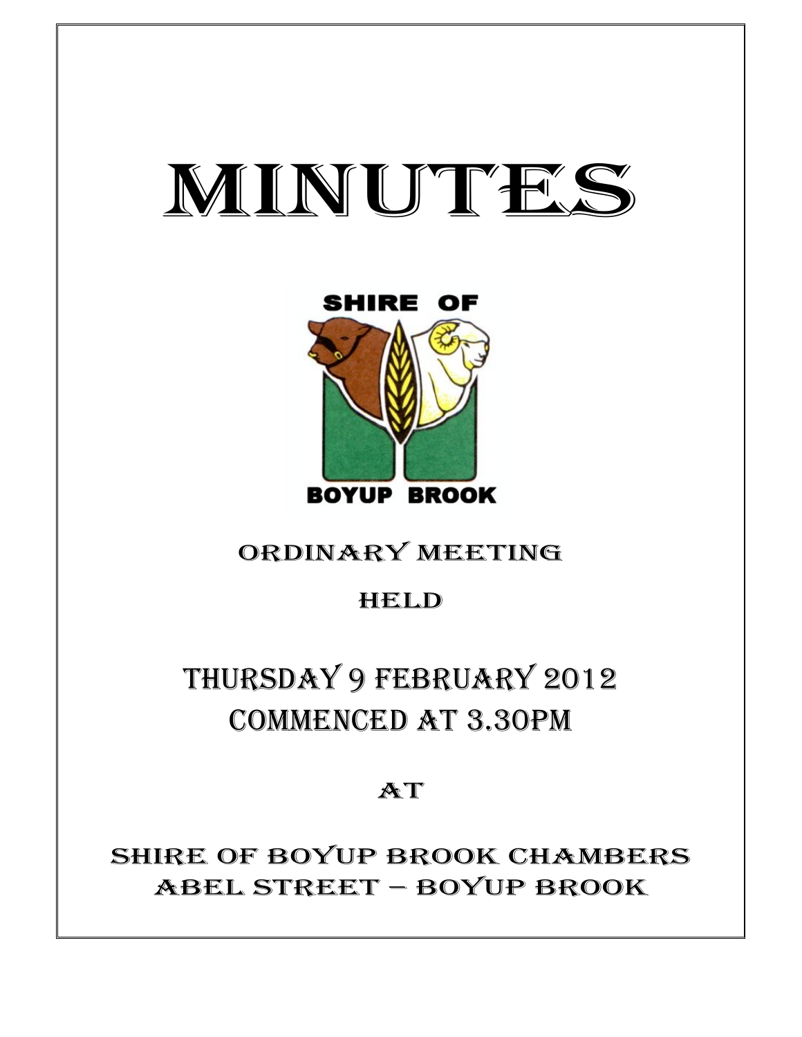# MINUTES

SHIRE OF

BOYUP BROOK

## ORDINARY MEETING

## HELD

## THURSDAY 9 FEBRUARY 2012
## COMMENCED AT 3.30PM

## AT

## SHIRE OF BOYUP BROOK CHAMBERS
## ABEL STREET – BOYUP BROOK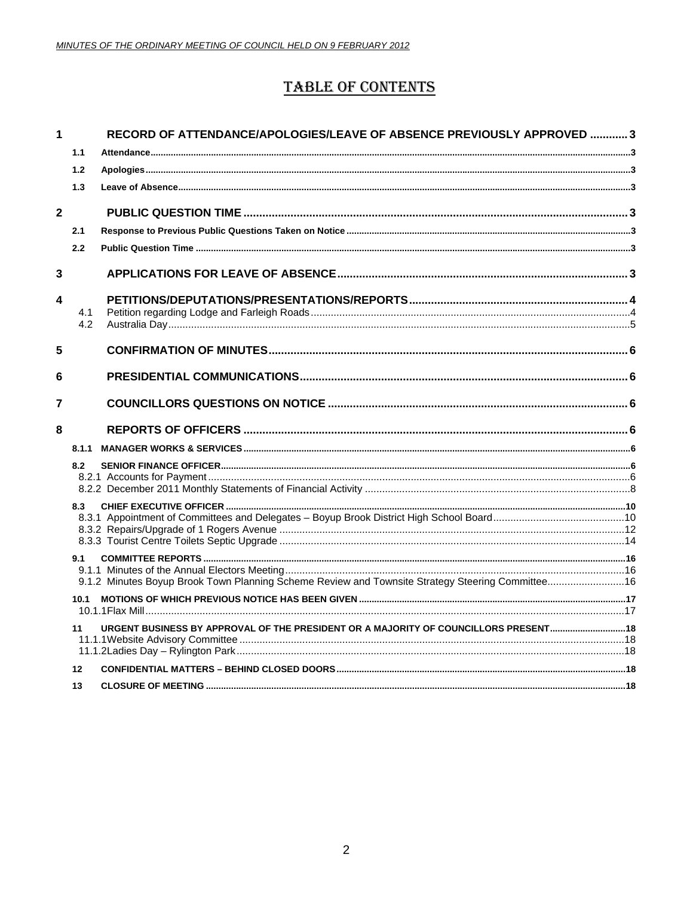# TABLE OF CONTENTS

1 RECORD OF ATTENDANCE/APOLOGIES/LEAVE OF ABSENCE PREVIOUSLY APPROVED ............ 3

- 1.1 Attendance ............ 3
- 1.2 Apologies ............ 3
- 1.3 Leave of Absence ............ 3

2 PUBLIC QUESTION TIME ............ 3

- 2.1 Response to Previous Public Questions Taken on Notice ............ 3
- 2.2 Public Question Time ............ 3

3 APPLICATIONS FOR LEAVE OF ABSENCE ............ 3

4 PETITIONS/DEPUTATIONS/PRESENTATIONS/REPORTS ............ 4

- 4.1 Petition regarding Lodge and Farleigh Roads ............ 4
- 4.2 Australia Day ............ 5

5 CONFIRMATION OF MINUTES ............ 6

6 PRESIDENTIAL COMMUNICATIONS ............ 6

7 COUNCILLORS QUESTIONS ON NOTICE ............ 6

8 REPORTS OF OFFICERS ............ 6

- 8.1.1 MANAGER WORKS & SERVICES ............ 6
- 8.2 SENIOR FINANCE OFFICER ............ 6
  - 8.2.1 Accounts for Payment ............ 6
  - 8.2.2 December 2011 Monthly Statements of Financial Activity ............ 8
- 8.3 CHIEF EXECUTIVE OFFICER ............ 10
  - 8.3.1 Appointment of Committees and Delegates – Boyup Brook District High School Board ............ 10
  - 8.3.2 Repairs/Upgrade of 1 Rogers Avenue ............ 12
  - 8.3.3 Tourist Centre Toilets Septic Upgrade ............ 14
- 9.1 COMMITTEE REPORTS ............ 16
  - 9.1.1 Minutes of the Annual Electors Meeting ............ 16
  - 9.1.2 Minutes Boyup Brook Town Planning Scheme Review and Townsite Strategy Steering Committee ............ 16
- 10.1 MOTIONS OF WHICH PREVIOUS NOTICE HAS BEEN GIVEN ............ 17
  - 10.1.1 Flax Mill ............ 17
- 11 URGENT BUSINESS BY APPROVAL OF THE PRESIDENT OR A MAJORITY OF COUNCILLORS PRESENT ............ 18
  - 11.1.1 Website Advisory Committee ............ 18
  - 11.1.2 Ladies Day – Rylington Park ............ 18
- 12 CONFIDENTIAL MATTERS – BEHIND CLOSED DOORS ............ 18
- 13 CLOSURE OF MEETING ............ 18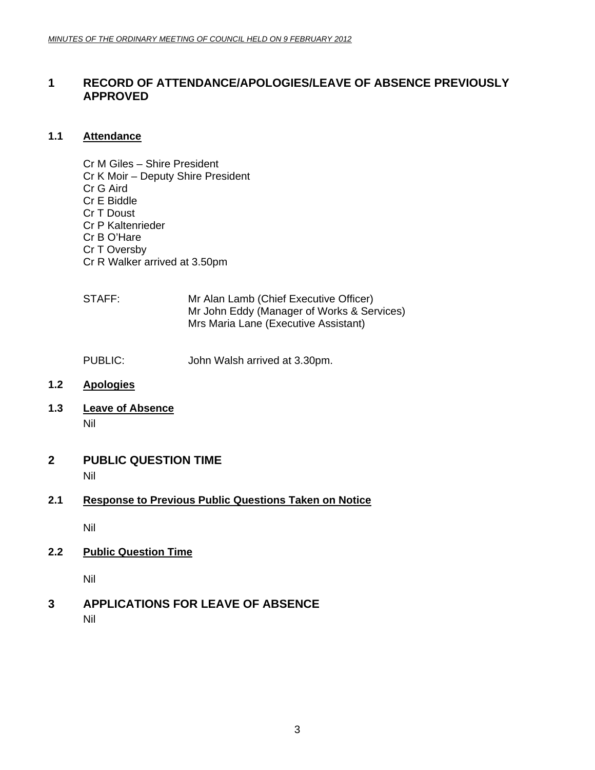# 1 RECORD OF ATTENDANCE/APOLOGIES/LEAVE OF ABSENCE PREVIOUSLY APPROVED

## 1.1 Attendance

Cr M Giles – Shire President
Cr K Moir – Deputy Shire President
Cr G Aird
Cr E Biddle
Cr T Doust
Cr P Kaltenrieder
Cr B O'Hare
Cr T Oversby
Cr R Walker arrived at 3.50pm

STAFF: Mr Alan Lamb (Chief Executive Officer)
Mr John Eddy (Manager of Works & Services)
Mrs Maria Lane (Executive Assistant)

PUBLIC: John Walsh arrived at 3.30pm.

## 1.2 Apologies

## 1.3 Leave of Absence

Nil

# 2 PUBLIC QUESTION TIME

Nil

## 2.1 Response to Previous Public Questions Taken on Notice

Nil

## 2.2 Public Question Time

Nil

# 3 APPLICATIONS FOR LEAVE OF ABSENCE

Nil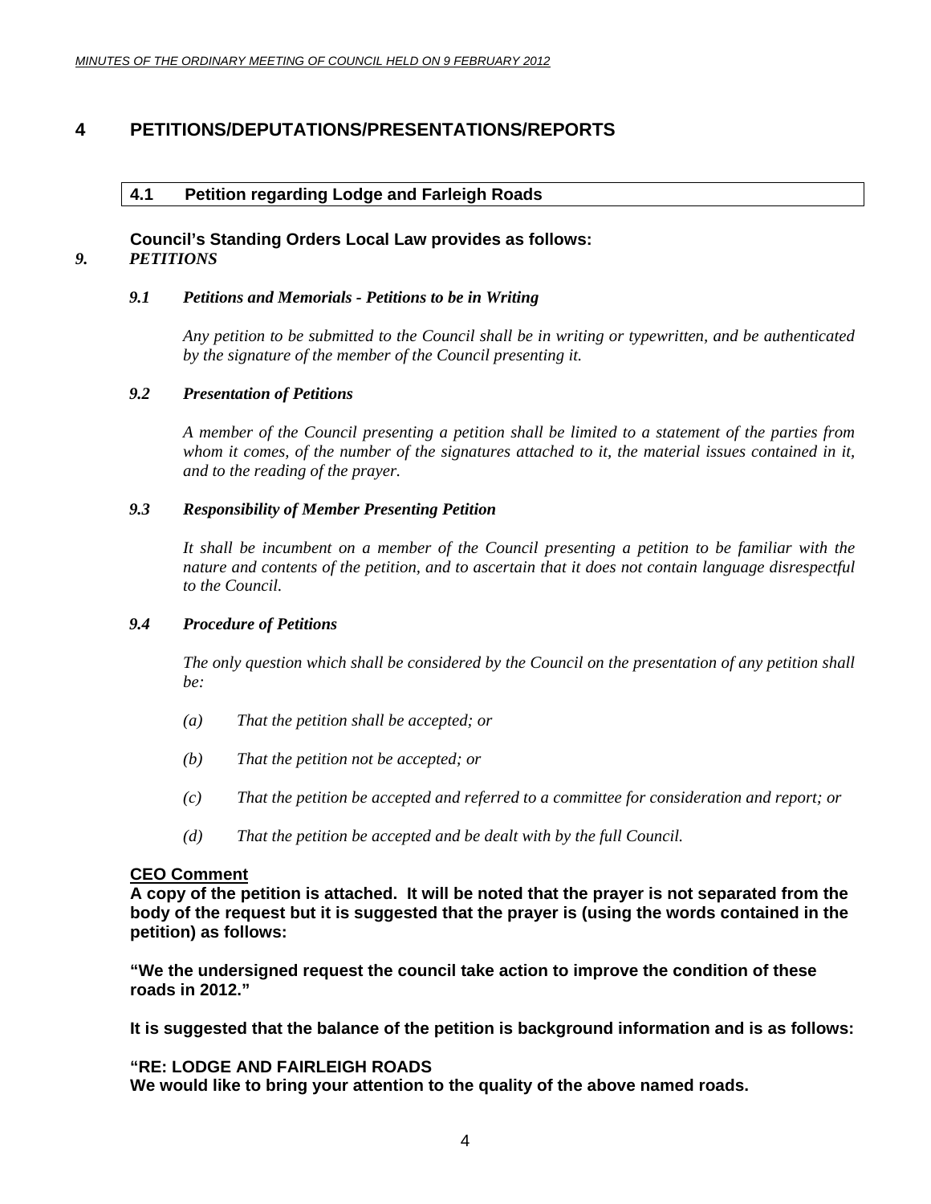# 4 PETITIONS/DEPUTATIONS/PRESENTATIONS/REPORTS

## 4.1 Petition regarding Lodge and Farleigh Roads

**Council's Standing Orders Local Law provides as follows:**

***9. PETITIONS***

***9.1 Petitions and Memorials - Petitions to be in Writing***

*Any petition to be submitted to the Council shall be in writing or typewritten, and be authenticated by the signature of the member of the Council presenting it.*

***9.2 Presentation of Petitions***

*A member of the Council presenting a petition shall be limited to a statement of the parties from whom it comes, of the number of the signatures attached to it, the material issues contained in it, and to the reading of the prayer.*

***9.3 Responsibility of Member Presenting Petition***

*It shall be incumbent on a member of the Council presenting a petition to be familiar with the nature and contents of the petition, and to ascertain that it does not contain language disrespectful to the Council.*

***9.4 Procedure of Petitions***

*The only question which shall be considered by the Council on the presentation of any petition shall be:*

*(a) That the petition shall be accepted; or*

*(b) That the petition not be accepted; or*

*(c) That the petition be accepted and referred to a committee for consideration and report; or*

*(d) That the petition be accepted and be dealt with by the full Council.*

**CEO Comment**

**A copy of the petition is attached. It will be noted that the prayer is not separated from the body of the request but it is suggested that the prayer is (using the words contained in the petition) as follows:**

**"We the undersigned request the council take action to improve the condition of these roads in 2012."**

**It is suggested that the balance of the petition is background information and is as follows:**

**"RE: LODGE AND FAIRLEIGH ROADS**
**We would like to bring your attention to the quality of the above named roads.**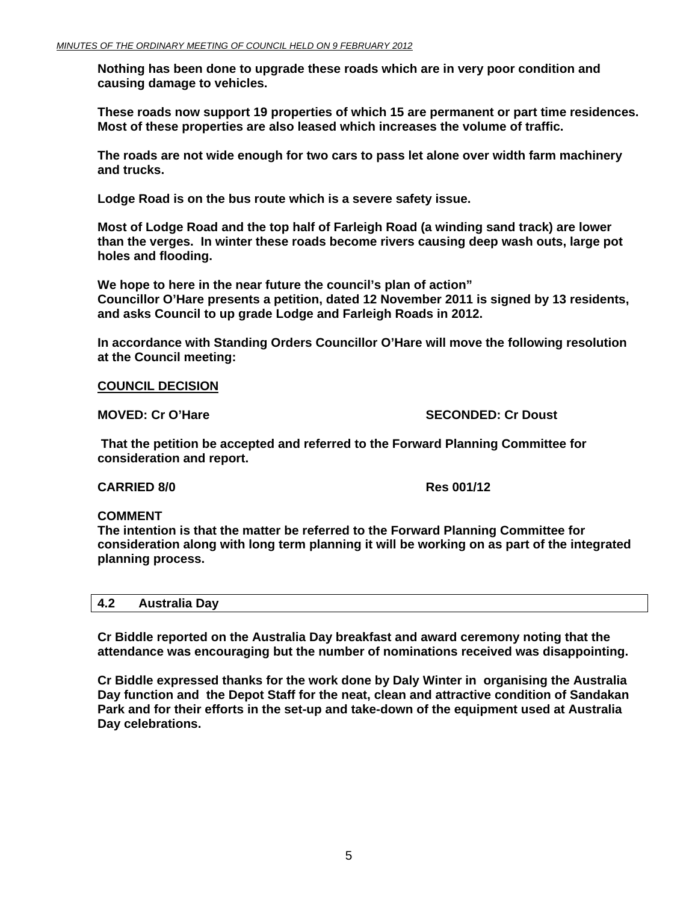**Nothing has been done to upgrade these roads which are in very poor condition and causing damage to vehicles.**

**These roads now support 19 properties of which 15 are permanent or part time residences. Most of these properties are also leased which increases the volume of traffic.**

**The roads are not wide enough for two cars to pass let alone over width farm machinery and trucks.**

**Lodge Road is on the bus route which is a severe safety issue.**

**Most of Lodge Road and the top half of Farleigh Road (a winding sand track) are lower than the verges. In winter these roads become rivers causing deep wash outs, large pot holes and flooding.**

**We hope to here in the near future the council's plan of action"**
**Councillor O'Hare presents a petition, dated 12 November 2011 is signed by 13 residents, and asks Council to up grade Lodge and Farleigh Roads in 2012.**

**In accordance with Standing Orders Councillor O'Hare will move the following resolution at the Council meeting:**

**<u>COUNCIL DECISION</u>**

**MOVED: Cr O'Hare** **SECONDED: Cr Doust**

**That the petition be accepted and referred to the Forward Planning Committee for consideration and report.**

**CARRIED 8/0** **Res 001/12**

**COMMENT**
**The intention is that the matter be referred to the Forward Planning Committee for consideration along with long term planning it will be working on as part of the integrated planning process.**

## 4.2 Australia Day

**Cr Biddle reported on the Australia Day breakfast and award ceremony noting that the attendance was encouraging but the number of nominations received was disappointing.**

**Cr Biddle expressed thanks for the work done by Daly Winter in organising the Australia Day function and the Depot Staff for the neat, clean and attractive condition of Sandakan Park and for their efforts in the set-up and take-down of the equipment used at Australia Day celebrations.**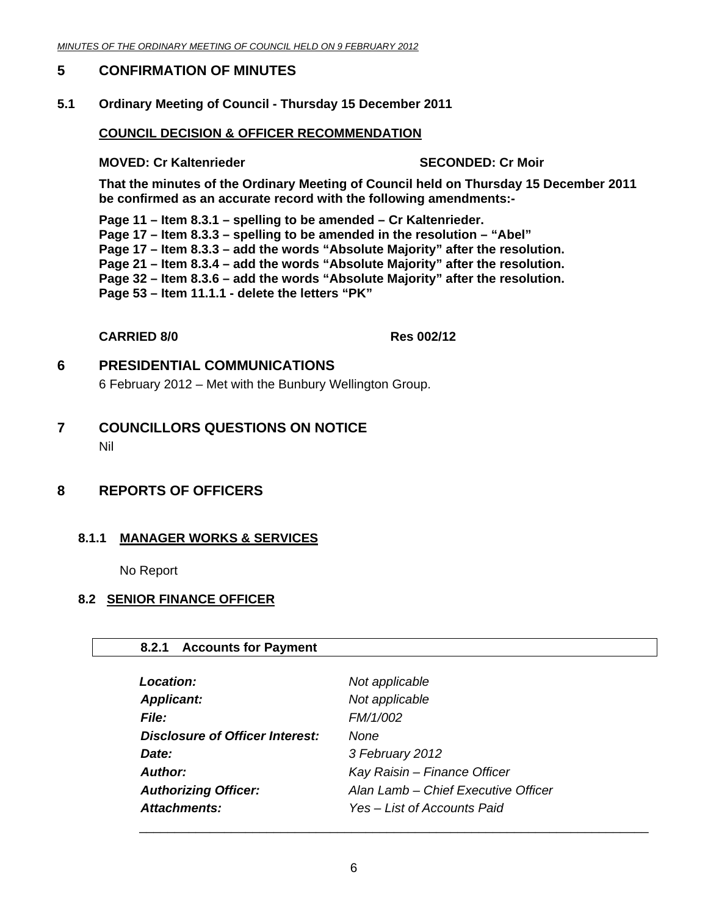# 5 CONFIRMATION OF MINUTES

## 5.1 Ordinary Meeting of Council - Thursday 15 December 2011

**COUNCIL DECISION & OFFICER RECOMMENDATION**

**MOVED: Cr Kaltenrieder** **SECONDED: Cr Moir**

**That the minutes of the Ordinary Meeting of Council held on Thursday 15 December 2011 be confirmed as an accurate record with the following amendments:-**

**Page 11 – Item 8.3.1 – spelling to be amended – Cr Kaltenrieder.**
**Page 17 – Item 8.3.3 – spelling to be amended in the resolution – "Abel"**
**Page 17 – Item 8.3.3 – add the words "Absolute Majority" after the resolution.**
**Page 21 – Item 8.3.4 – add the words "Absolute Majority" after the resolution.**
**Page 32 – Item 8.3.6 – add the words "Absolute Majority" after the resolution.**
**Page 53 – Item 11.1.1 - delete the letters "PK"**

**CARRIED 8/0** **Res 002/12**

# 6 PRESIDENTIAL COMMUNICATIONS

6 February 2012 – Met with the Bunbury Wellington Group.

# 7 COUNCILLORS QUESTIONS ON NOTICE

Nil

# 8 REPORTS OF OFFICERS

### 8.1.1 MANAGER WORKS & SERVICES

No Report

## 8.2 SENIOR FINANCE OFFICER

### 8.2.1 Accounts for Payment

| | |
|---|---|
| ***Location:*** | *Not applicable* |
| ***Applicant:*** | *Not applicable* |
| ***File:*** | *FM/1/002* |
| ***Disclosure of Officer Interest:*** | *None* |
| ***Date:*** | *3 February 2012* |
| ***Author:*** | *Kay Raisin – Finance Officer* |
| ***Authorizing Officer:*** | *Alan Lamb – Chief Executive Officer* |
| ***Attachments:*** | *Yes – List of Accounts Paid* |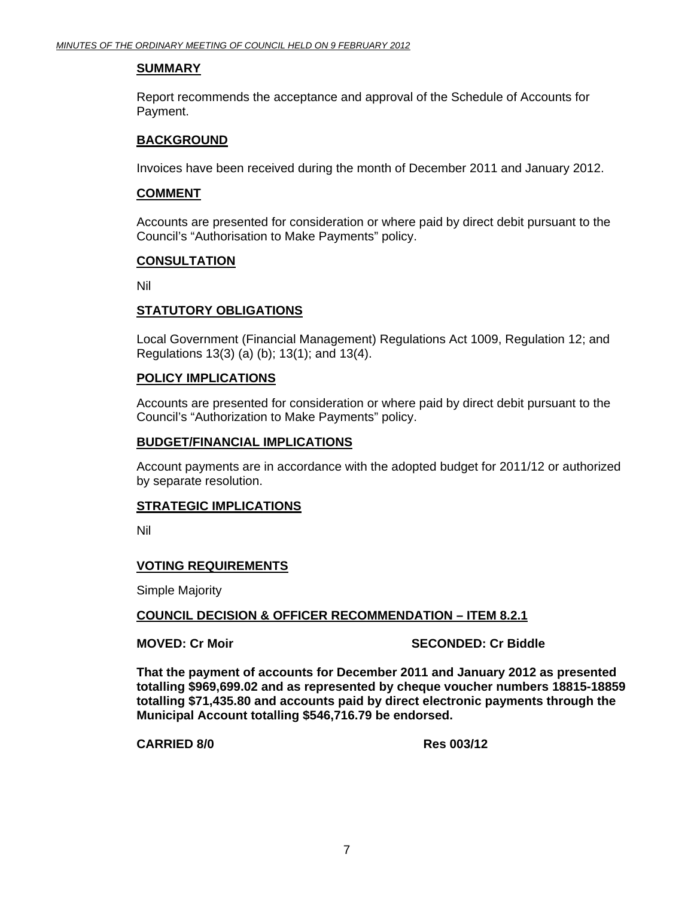## SUMMARY

Report recommends the acceptance and approval of the Schedule of Accounts for Payment.

## BACKGROUND

Invoices have been received during the month of December 2011 and January 2012.

## COMMENT

Accounts are presented for consideration or where paid by direct debit pursuant to the Council's "Authorisation to Make Payments" policy.

## CONSULTATION

Nil

## STATUTORY OBLIGATIONS

Local Government (Financial Management) Regulations Act 1009, Regulation 12; and Regulations 13(3) (a) (b); 13(1); and 13(4).

## POLICY IMPLICATIONS

Accounts are presented for consideration or where paid by direct debit pursuant to the Council's "Authorization to Make Payments" policy.

## BUDGET/FINANCIAL IMPLICATIONS

Account payments are in accordance with the adopted budget for 2011/12 or authorized by separate resolution.

## STRATEGIC IMPLICATIONS

Nil

## VOTING REQUIREMENTS

Simple Majority

## COUNCIL DECISION & OFFICER RECOMMENDATION – ITEM 8.2.1

**MOVED: Cr Moir** **SECONDED: Cr Biddle**

**That the payment of accounts for December 2011 and January 2012 as presented totalling \$969,699.02 and as represented by cheque voucher numbers 18815-18859 totalling \$71,435.80 and accounts paid by direct electronic payments through the Municipal Account totalling \$546,716.79 be endorsed.**

**CARRIED 8/0** **Res 003/12**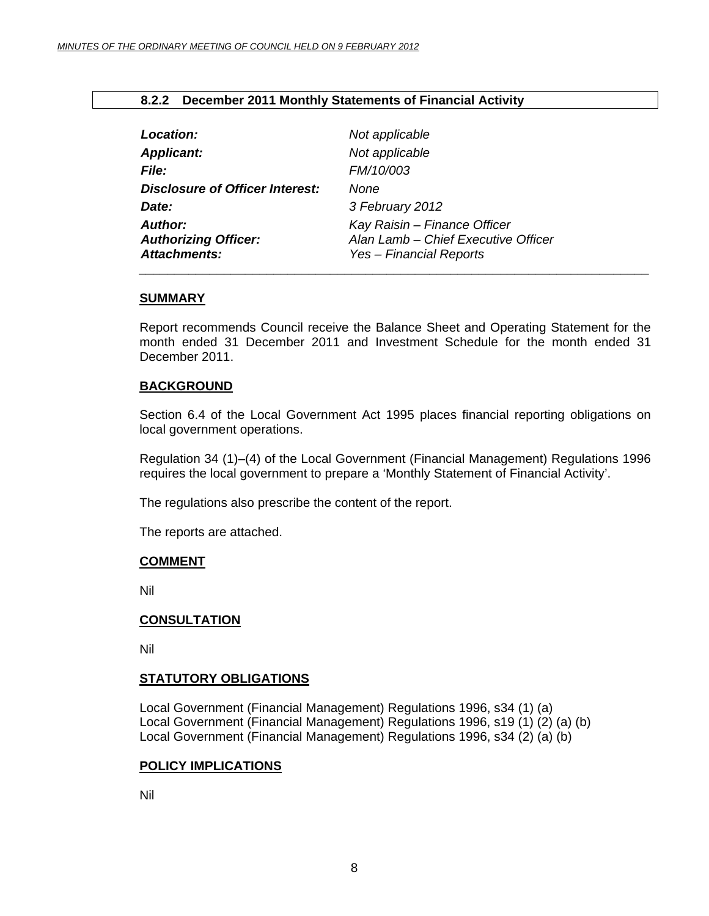### 8.2.2 December 2011 Monthly Statements of Financial Activity

| | |
|---|---|
| ***Location:*** | *Not applicable* |
| ***Applicant:*** | *Not applicable* |
| ***File:*** | *FM/10/003* |
| ***Disclosure of Officer Interest:*** | *None* |
| ***Date:*** | *3 February 2012* |
| ***Author:*** | *Kay Raisin – Finance Officer* |
| ***Authorizing Officer:*** | *Alan Lamb – Chief Executive Officer* |
| ***Attachments:*** | *Yes – Financial Reports* |

**SUMMARY**

Report recommends Council receive the Balance Sheet and Operating Statement for the month ended 31 December 2011 and Investment Schedule for the month ended 31 December 2011.

**BACKGROUND**

Section 6.4 of the Local Government Act 1995 places financial reporting obligations on local government operations.

Regulation 34 (1)–(4) of the Local Government (Financial Management) Regulations 1996 requires the local government to prepare a 'Monthly Statement of Financial Activity'.

The regulations also prescribe the content of the report.

The reports are attached.

**COMMENT**

Nil

**CONSULTATION**

Nil

**STATUTORY OBLIGATIONS**

Local Government (Financial Management) Regulations 1996, s34 (1) (a)
Local Government (Financial Management) Regulations 1996, s19 (1) (2) (a) (b)
Local Government (Financial Management) Regulations 1996, s34 (2) (a) (b)

**POLICY IMPLICATIONS**

Nil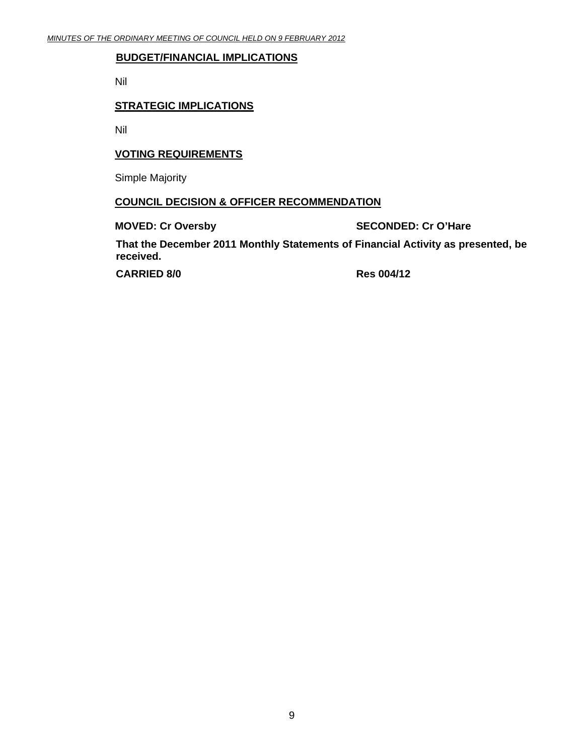**BUDGET/FINANCIAL IMPLICATIONS**

Nil

**STRATEGIC IMPLICATIONS**

Nil

**VOTING REQUIREMENTS**

Simple Majority

**COUNCIL DECISION & OFFICER RECOMMENDATION**

**MOVED: Cr Oversby** **SECONDED: Cr O'Hare**

**That the December 2011 Monthly Statements of Financial Activity as presented, be received.**

**CARRIED 8/0** **Res 004/12**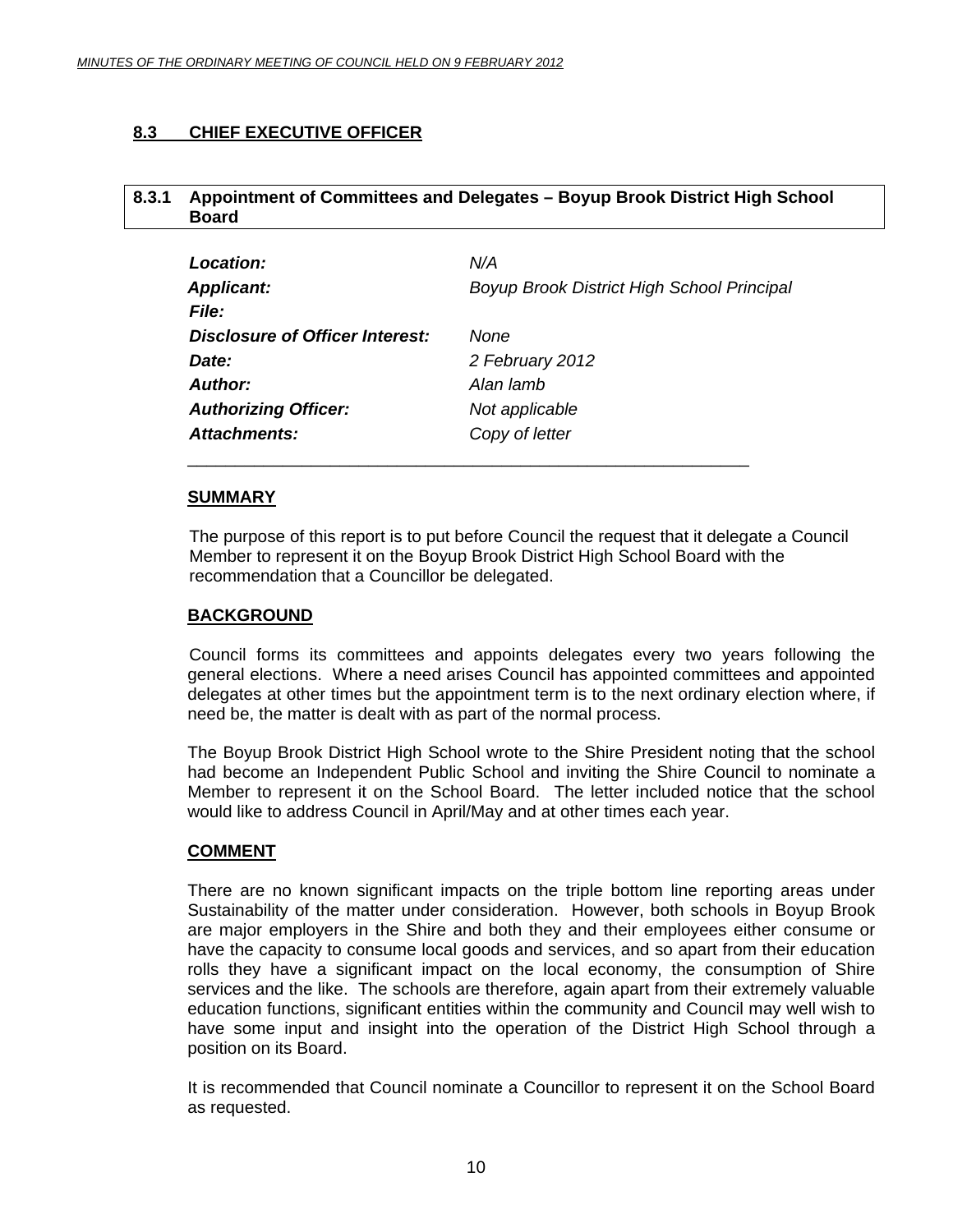## 8.3 CHIEF EXECUTIVE OFFICER

### 8.3.1 Appointment of Committees and Delegates – Boyup Brook District High School Board

| | |
|---|---|
| ***Location:*** | *N/A* |
| ***Applicant:*** | *Boyup Brook District High School Principal* |
| ***File:*** | |
| ***Disclosure of Officer Interest:*** | *None* |
| ***Date:*** | *2 February 2012* |
| ***Author:*** | *Alan lamb* |
| ***Authorizing Officer:*** | *Not applicable* |
| ***Attachments:*** | *Copy of letter* |

**SUMMARY**

The purpose of this report is to put before Council the request that it delegate a Council Member to represent it on the Boyup Brook District High School Board with the recommendation that a Councillor be delegated.

**BACKGROUND**

Council forms its committees and appoints delegates every two years following the general elections. Where a need arises Council has appointed committees and appointed delegates at other times but the appointment term is to the next ordinary election where, if need be, the matter is dealt with as part of the normal process.

The Boyup Brook District High School wrote to the Shire President noting that the school had become an Independent Public School and inviting the Shire Council to nominate a Member to represent it on the School Board. The letter included notice that the school would like to address Council in April/May and at other times each year.

**COMMENT**

There are no known significant impacts on the triple bottom line reporting areas under Sustainability of the matter under consideration. However, both schools in Boyup Brook are major employers in the Shire and both they and their employees either consume or have the capacity to consume local goods and services, and so apart from their education rolls they have a significant impact on the local economy, the consumption of Shire services and the like. The schools are therefore, again apart from their extremely valuable education functions, significant entities within the community and Council may well wish to have some input and insight into the operation of the District High School through a position on its Board.

It is recommended that Council nominate a Councillor to represent it on the School Board as requested.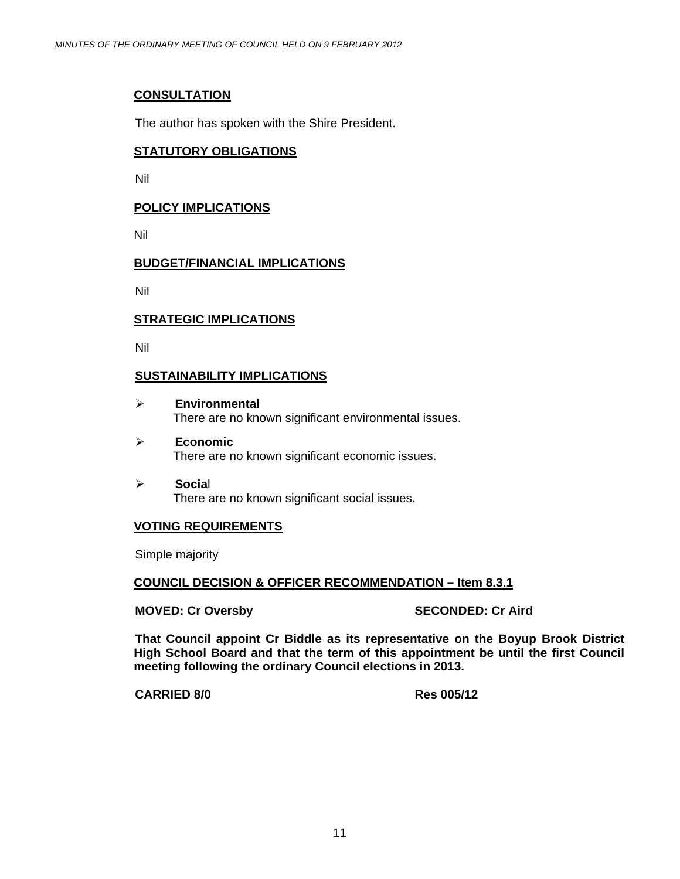**CONSULTATION**

The author has spoken with the Shire President.

**STATUTORY OBLIGATIONS**

Nil

**POLICY IMPLICATIONS**

Nil

**BUDGET/FINANCIAL IMPLICATIONS**

Nil

**STRATEGIC IMPLICATIONS**

Nil

**SUSTAINABILITY IMPLICATIONS**

- **Environmental**
  There are no known significant environmental issues.
- **Economic**
  There are no known significant economic issues.
- **Social**
  There are no known significant social issues.

**VOTING REQUIREMENTS**

Simple majority

**COUNCIL DECISION & OFFICER RECOMMENDATION – Item 8.3.1**

**MOVED: Cr Oversby** **SECONDED: Cr Aird**

**That Council appoint Cr Biddle as its representative on the Boyup Brook District High School Board and that the term of this appointment be until the first Council meeting following the ordinary Council elections in 2013.**

**CARRIED 8/0** **Res 005/12**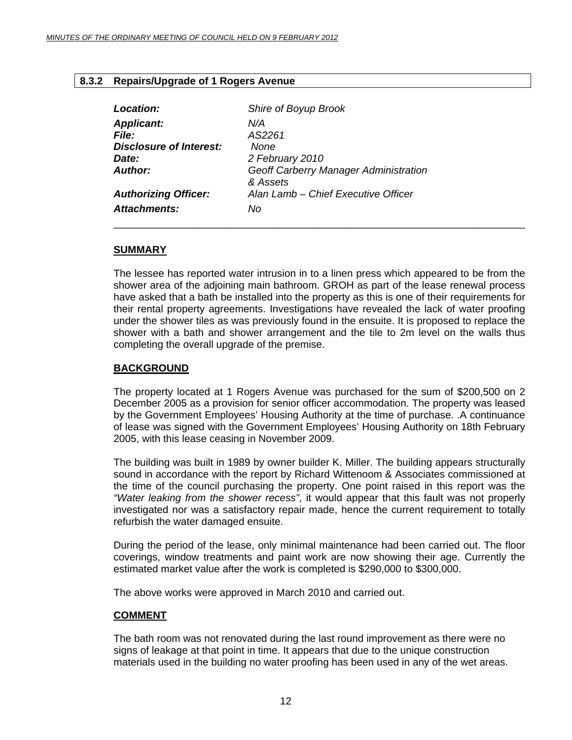## 8.3.2 Repairs/Upgrade of 1 Rogers Avenue

| | |
|---|---|
| ***Location:*** | *Shire of Boyup Brook* |
| ***Applicant:*** | *N/A* |
| ***File:*** | *AS2261* |
| ***Disclosure of Interest:*** | *None* |
| ***Date:*** | *2 February 2010* |
| ***Author:*** | *Geoff Carberry Manager Administration & Assets* |
| ***Authorizing Officer:*** | *Alan Lamb – Chief Executive Officer* |
| ***Attachments:*** | *No* |

**SUMMARY**

The lessee has reported water intrusion in to a linen press which appeared to be from the shower area of the adjoining main bathroom. GROH as part of the lease renewal process have asked that a bath be installed into the property as this is one of their requirements for their rental property agreements. Investigations have revealed the lack of water proofing under the shower tiles as was previously found in the ensuite. It is proposed to replace the shower with a bath and shower arrangement and the tile to 2m level on the walls thus completing the overall upgrade of the premise.

**BACKGROUND**

The property located at 1 Rogers Avenue was purchased for the sum of $200,500 on 2 December 2005 as a provision for senior officer accommodation. The property was leased by the Government Employees' Housing Authority at the time of purchase. .A continuance of lease was signed with the Government Employees' Housing Authority on 18th February 2005, with this lease ceasing in November 2009.

The building was built in 1989 by owner builder K. Miller. The building appears structurally sound in accordance with the report by Richard Wittenoom & Associates commissioned at the time of the council purchasing the property. One point raised in this report was the *"Water leaking from the shower recess"*, it would appear that this fault was not properly investigated nor was a satisfactory repair made, hence the current requirement to totally refurbish the water damaged ensuite.

During the period of the lease, only minimal maintenance had been carried out. The floor coverings, window treatments and paint work are now showing their age. Currently the estimated market value after the work is completed is $290,000 to $300,000.

The above works were approved in March 2010 and carried out.

**COMMENT**

The bath room was not renovated during the last round improvement as there were no signs of leakage at that point in time. It appears that due to the unique construction materials used in the building no water proofing has been used in any of the wet areas.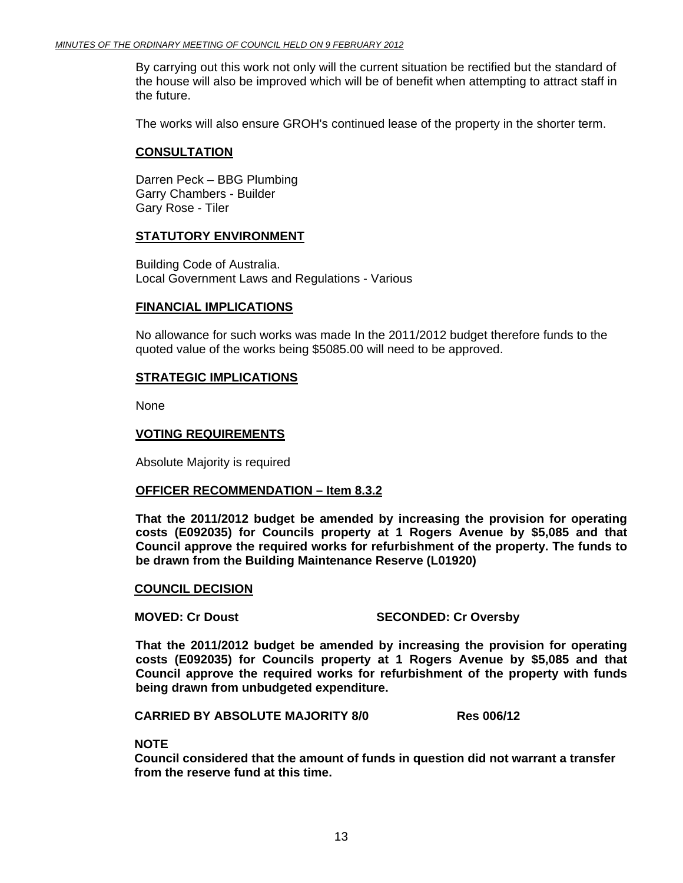By carrying out this work not only will the current situation be rectified but the standard of the house will also be improved which will be of benefit when attempting to attract staff in the future.

The works will also ensure GROH's continued lease of the property in the shorter term.

**CONSULTATION**

Darren Peck – BBG Plumbing
Garry Chambers - Builder
Gary Rose - Tiler

**STATUTORY ENVIRONMENT**

Building Code of Australia.
Local Government Laws and Regulations - Various

**FINANCIAL IMPLICATIONS**

No allowance for such works was made In the 2011/2012 budget therefore funds to the quoted value of the works being $5085.00 will need to be approved.

**STRATEGIC IMPLICATIONS**

None

**VOTING REQUIREMENTS**

Absolute Majority is required

**OFFICER RECOMMENDATION – Item 8.3.2**

**That the 2011/2012 budget be amended by increasing the provision for operating costs (E092035) for Councils property at 1 Rogers Avenue by $5,085 and that Council approve the required works for refurbishment of the property. The funds to be drawn from the Building Maintenance Reserve (L01920)**

**COUNCIL DECISION**

**MOVED: Cr Doust** **SECONDED: Cr Oversby**

**That the 2011/2012 budget be amended by increasing the provision for operating costs (E092035) for Councils property at 1 Rogers Avenue by $5,085 and that Council approve the required works for refurbishment of the property with funds being drawn from unbudgeted expenditure.**

**CARRIED BY ABSOLUTE MAJORITY 8/0** **Res 006/12**

**NOTE**
**Council considered that the amount of funds in question did not warrant a transfer from the reserve fund at this time.**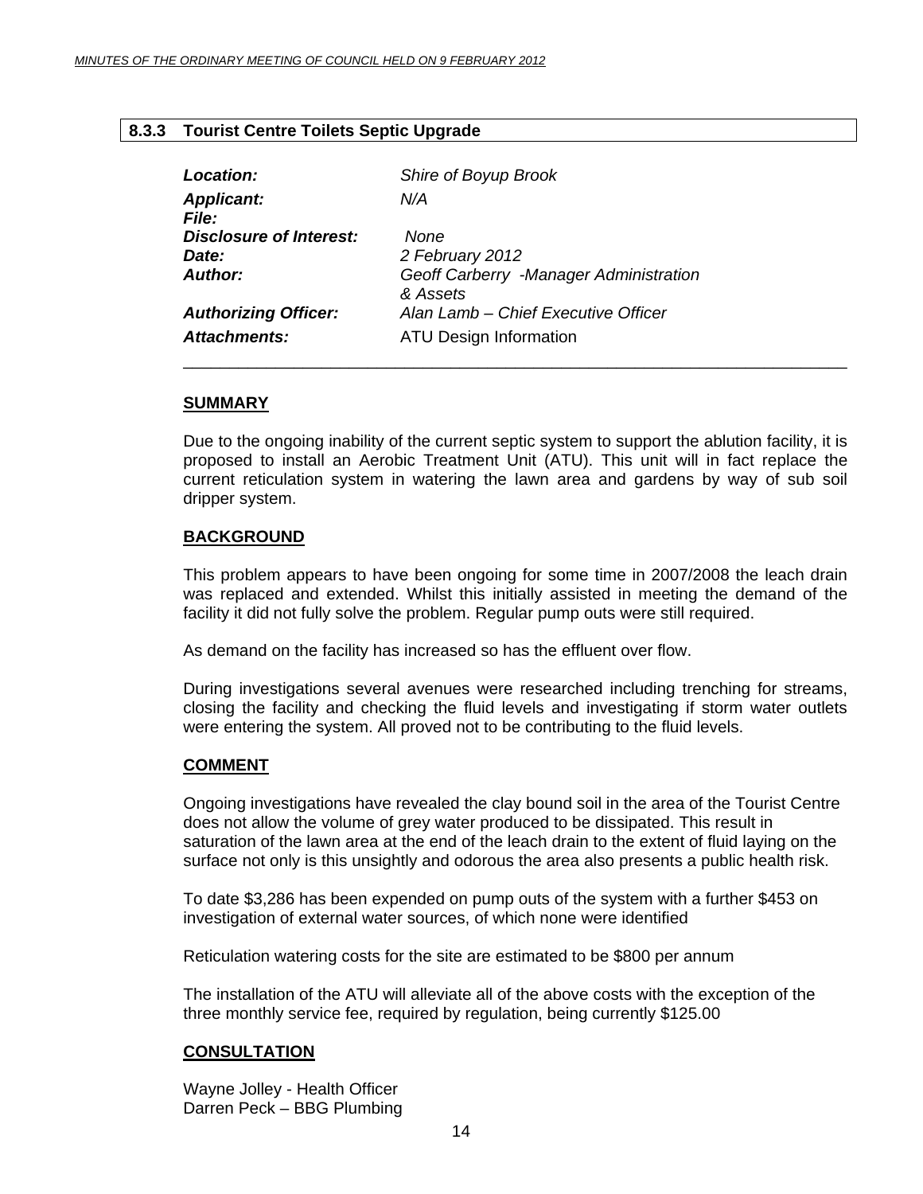## 8.3.3 Tourist Centre Toilets Septic Upgrade

| | |
|---|---|
| ***Location:*** | *Shire of Boyup Brook* |
| ***Applicant:*** | *N/A* |
| ***File:*** | |
| ***Disclosure of Interest:*** | *None* |
| ***Date:*** | *2 February 2012* |
| ***Author:*** | *Geoff Carberry -Manager Administration & Assets* |
| ***Authorizing Officer:*** | *Alan Lamb – Chief Executive Officer* |
| ***Attachments:*** | ATU Design Information |

---

**SUMMARY**

Due to the ongoing inability of the current septic system to support the ablution facility, it is proposed to install an Aerobic Treatment Unit (ATU). This unit will in fact replace the current reticulation system in watering the lawn area and gardens by way of sub soil dripper system.

**BACKGROUND**

This problem appears to have been ongoing for some time in 2007/2008 the leach drain was replaced and extended. Whilst this initially assisted in meeting the demand of the facility it did not fully solve the problem. Regular pump outs were still required.

As demand on the facility has increased so has the effluent over flow.

During investigations several avenues were researched including trenching for streams, closing the facility and checking the fluid levels and investigating if storm water outlets were entering the system. All proved not to be contributing to the fluid levels.

**COMMENT**

Ongoing investigations have revealed the clay bound soil in the area of the Tourist Centre does not allow the volume of grey water produced to be dissipated. This result in saturation of the lawn area at the end of the leach drain to the extent of fluid laying on the surface not only is this unsightly and odorous the area also presents a public health risk.

To date $3,286 has been expended on pump outs of the system with a further $453 on investigation of external water sources, of which none were identified

Reticulation watering costs for the site are estimated to be $800 per annum

The installation of the ATU will alleviate all of the above costs with the exception of the three monthly service fee, required by regulation, being currently $125.00

**CONSULTATION**

Wayne Jolley - Health Officer
Darren Peck – BBG Plumbing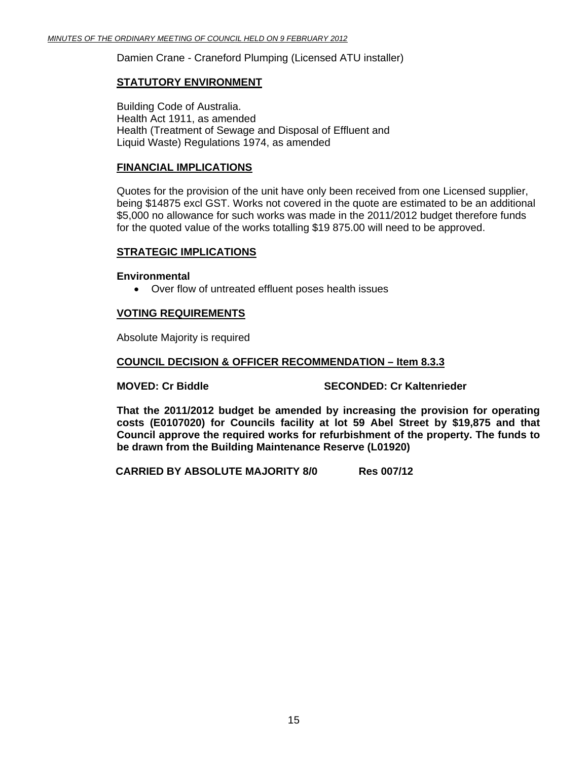Damien Crane - Craneford Plumping (Licensed ATU installer)

## STATUTORY ENVIRONMENT

Building Code of Australia.
Health Act 1911, as amended
Health (Treatment of Sewage and Disposal of Effluent and Liquid Waste) Regulations 1974, as amended

## FINANCIAL IMPLICATIONS

Quotes for the provision of the unit have only been received from one Licensed supplier, being $14875 excl GST. Works not covered in the quote are estimated to be an additional $5,000 no allowance for such works was made in the 2011/2012 budget therefore funds for the quoted value of the works totalling $19 875.00 will need to be approved.

## STRATEGIC IMPLICATIONS

**Environmental**

- Over flow of untreated effluent poses health issues

## VOTING REQUIREMENTS

Absolute Majority is required

## COUNCIL DECISION & OFFICER RECOMMENDATION – Item 8.3.3

**MOVED: Cr Biddle** **SECONDED: Cr Kaltenrieder**

**That the 2011/2012 budget be amended by increasing the provision for operating costs (E0107020) for Councils facility at lot 59 Abel Street by $19,875 and that Council approve the required works for refurbishment of the property. The funds to be drawn from the Building Maintenance Reserve (L01920)**

**CARRIED BY ABSOLUTE MAJORITY 8/0** **Res 007/12**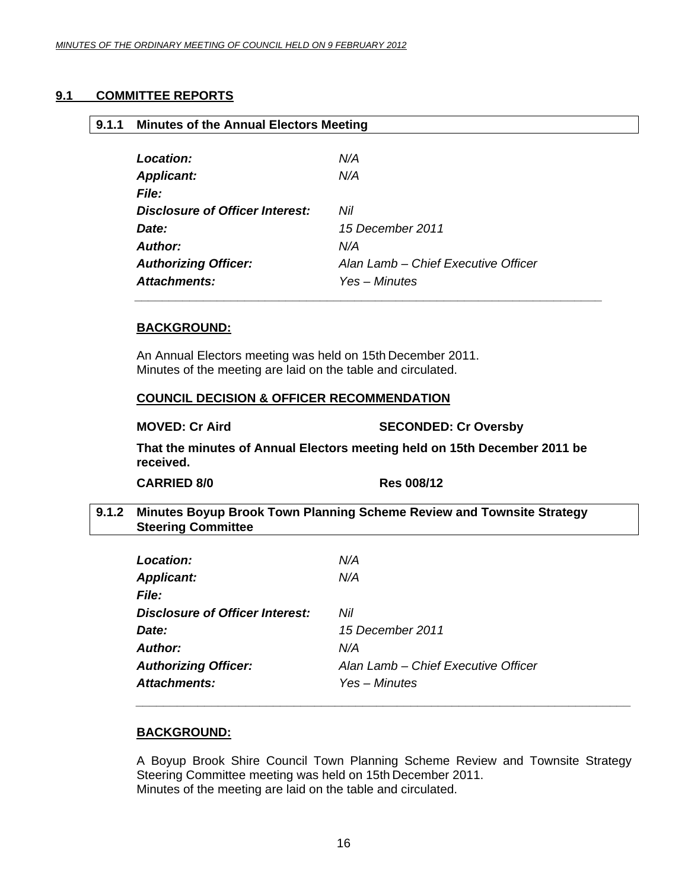## 9.1 COMMITTEE REPORTS

### 9.1.1 Minutes of the Annual Electors Meeting

| | |
|---|---|
| ***Location:*** | *N/A* |
| ***Applicant:*** | *N/A* |
| ***File:*** | |
| ***Disclosure of Officer Interest:*** | *Nil* |
| ***Date:*** | *15 December 2011* |
| ***Author:*** | *N/A* |
| ***Authorizing Officer:*** | *Alan Lamb – Chief Executive Officer* |
| ***Attachments:*** | *Yes – Minutes* |

**BACKGROUND:**

An Annual Electors meeting was held on 15th December 2011.
Minutes of the meeting are laid on the table and circulated.

**COUNCIL DECISION & OFFICER RECOMMENDATION**

**MOVED: Cr Aird** **SECONDED: Cr Oversby**

**That the minutes of Annual Electors meeting held on 15th December 2011 be received.**

**CARRIED 8/0** **Res 008/12**

### 9.1.2 Minutes Boyup Brook Town Planning Scheme Review and Townsite Strategy Steering Committee

| | |
|---|---|
| ***Location:*** | *N/A* |
| ***Applicant:*** | *N/A* |
| ***File:*** | |
| ***Disclosure of Officer Interest:*** | *Nil* |
| ***Date:*** | *15 December 2011* |
| ***Author:*** | *N/A* |
| ***Authorizing Officer:*** | *Alan Lamb – Chief Executive Officer* |
| ***Attachments:*** | *Yes – Minutes* |

**BACKGROUND:**

A Boyup Brook Shire Council Town Planning Scheme Review and Townsite Strategy Steering Committee meeting was held on 15th December 2011.
Minutes of the meeting are laid on the table and circulated.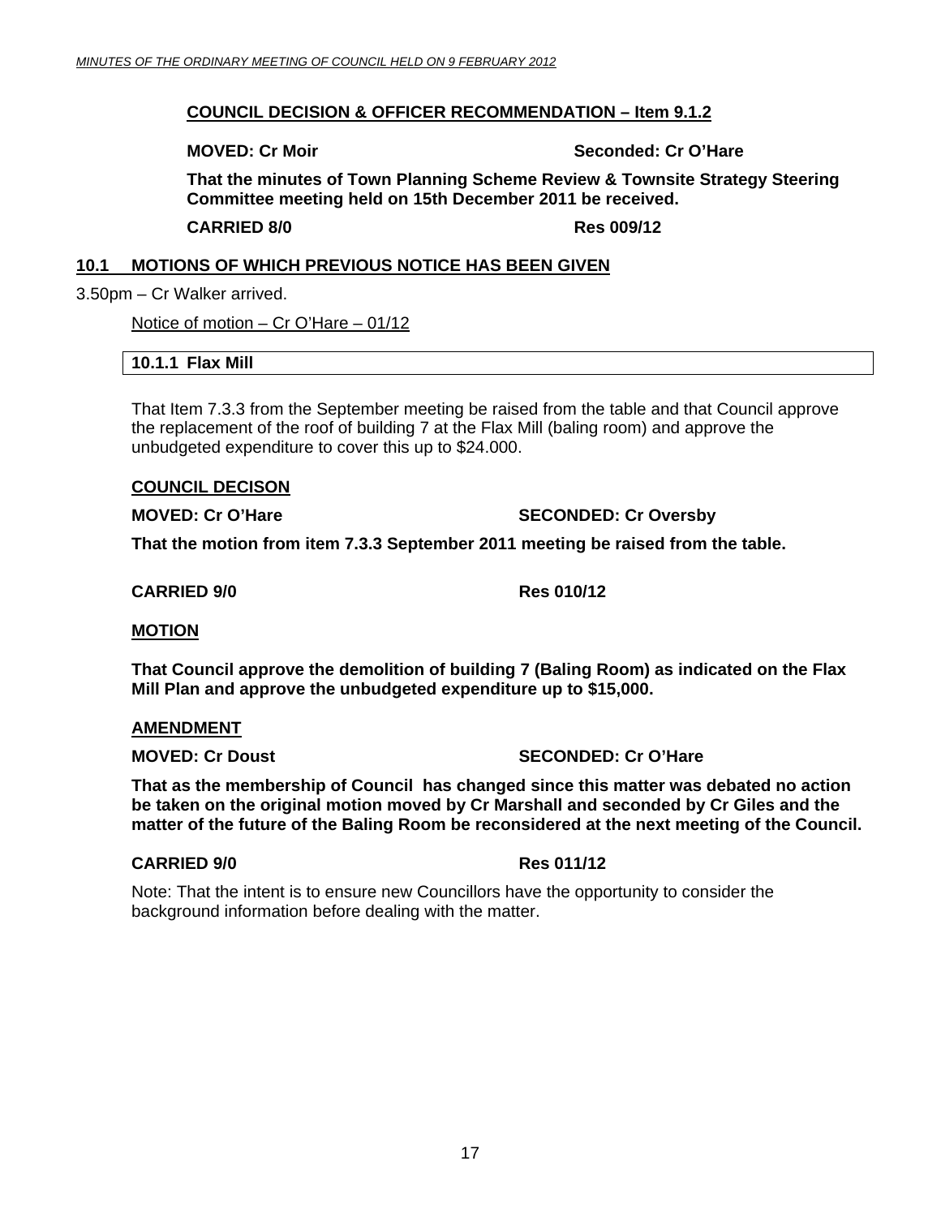**COUNCIL DECISION & OFFICER RECOMMENDATION – Item 9.1.2**

**MOVED: Cr Moir** **Seconded: Cr O'Hare**

**That the minutes of Town Planning Scheme Review & Townsite Strategy Steering Committee meeting held on 15th December 2011 be received.**

**CARRIED 8/0** **Res 009/12**

## 10.1 MOTIONS OF WHICH PREVIOUS NOTICE HAS BEEN GIVEN

3.50pm – Cr Walker arrived.

Notice of motion – Cr O'Hare – 01/12

### 10.1.1 Flax Mill

That Item 7.3.3 from the September meeting be raised from the table and that Council approve the replacement of the roof of building 7 at the Flax Mill (baling room) and approve the unbudgeted expenditure to cover this up to $24.000.

**COUNCIL DECISON**

**MOVED: Cr O'Hare** **SECONDED: Cr Oversby**

**That the motion from item 7.3.3 September 2011 meeting be raised from the table.**

**CARRIED 9/0** **Res 010/12**

**MOTION**

**That Council approve the demolition of building 7 (Baling Room) as indicated on the Flax Mill Plan and approve the unbudgeted expenditure up to $15,000.**

**AMENDMENT**

**MOVED: Cr Doust** **SECONDED: Cr O'Hare**

**That as the membership of Council has changed since this matter was debated no action be taken on the original motion moved by Cr Marshall and seconded by Cr Giles and the matter of the future of the Baling Room be reconsidered at the next meeting of the Council.**

**CARRIED 9/0** **Res 011/12**

Note: That the intent is to ensure new Councillors have the opportunity to consider the background information before dealing with the matter.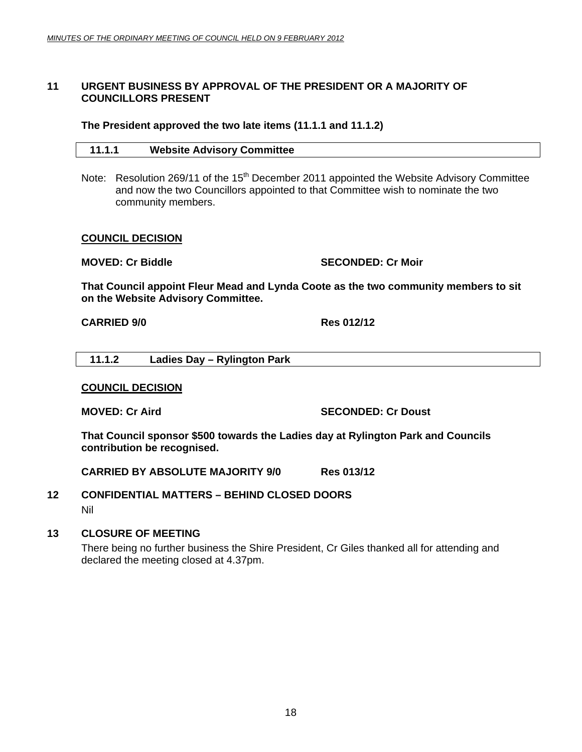## 11 URGENT BUSINESS BY APPROVAL OF THE PRESIDENT OR A MAJORITY OF COUNCILLORS PRESENT

**The President approved the two late items (11.1.1 and 11.1.2)**

### 11.1.1 Website Advisory Committee

Note: Resolution 269/11 of the 15th December 2011 appointed the Website Advisory Committee and now the two Councillors appointed to that Committee wish to nominate the two community members.

**COUNCIL DECISION**

**MOVED: Cr Biddle SECONDED: Cr Moir**

**That Council appoint Fleur Mead and Lynda Coote as the two community members to sit on the Website Advisory Committee.**

**CARRIED 9/0 Res 012/12**

### 11.1.2 Ladies Day – Rylington Park

**COUNCIL DECISION**

**MOVED: Cr Aird SECONDED: Cr Doust**

**That Council sponsor $500 towards the Ladies day at Rylington Park and Councils contribution be recognised.**

**CARRIED BY ABSOLUTE MAJORITY 9/0 Res 013/12**

## 12 CONFIDENTIAL MATTERS – BEHIND CLOSED DOORS

Nil

## 13 CLOSURE OF MEETING

There being no further business the Shire President, Cr Giles thanked all for attending and declared the meeting closed at 4.37pm.